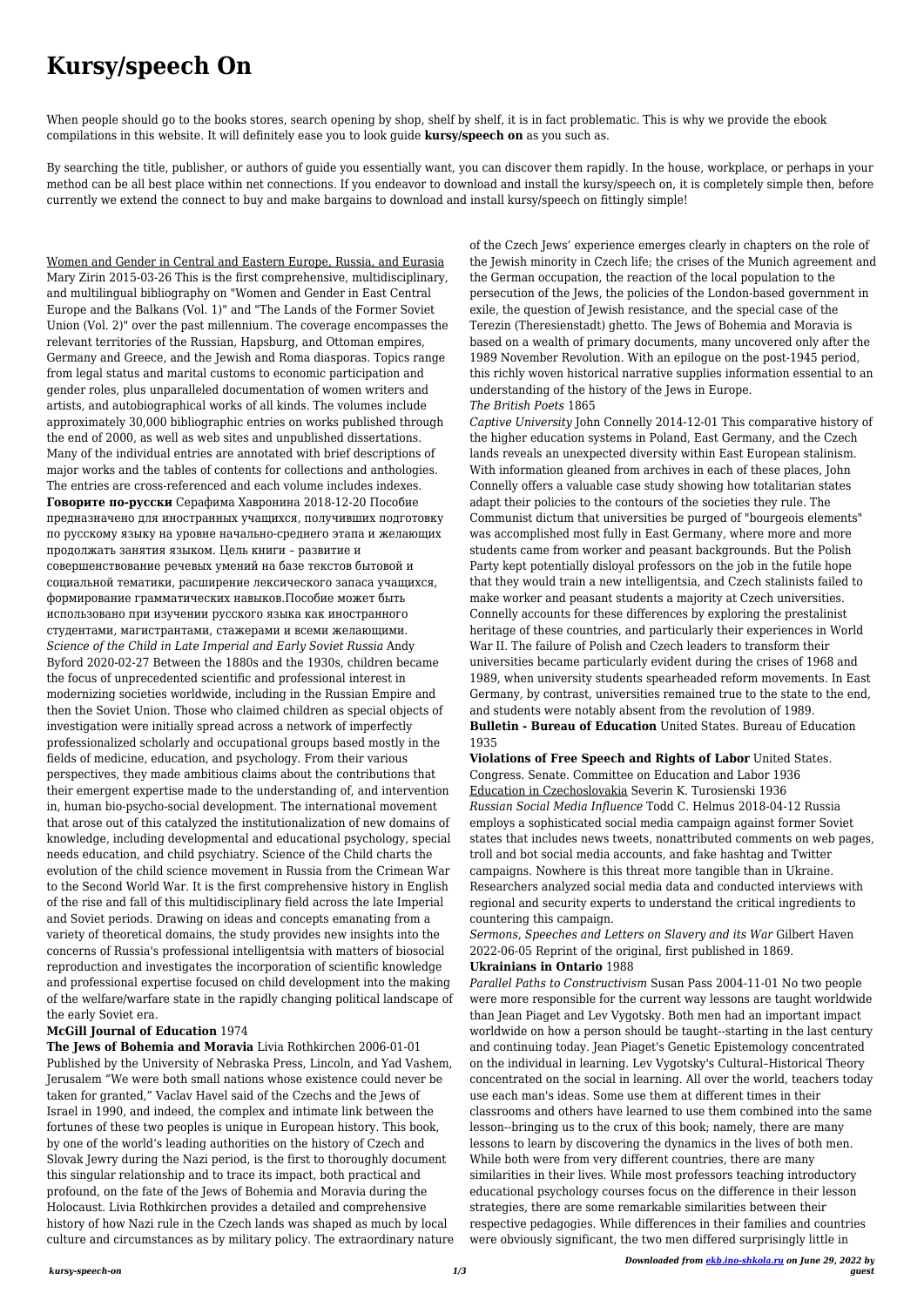# Kursy/speech On

When people should go to the books stores, search opening by shop, shelf by shelf, it is in fact problematic. This is why we provide the ebook compilations in this website. It will definitely ease you to look guide **kursy/speech on** as you such as.

By searching the title, publisher, or authors of guide you essentially want, you can discover them rapidly. In the house, workplace, or perhaps in your method can be all best place within net connections. If you endeavor to download and install the kursy/speech on, it is completely simple then, before currently we extend the connect to buy and make bargains to download and install kursy/speech on fittingly simple!

Women and Gender in Central and Eastern Europe, Russia, and Eurasia Mary Zirin 2015-03-26 This is the first comprehensive, multidisciplinary, and multilingual bibliography on "Women and Gender in East Central Europe and the Balkans (Vol. 1)" and "The Lands of the Former Soviet Union (Vol. 2)" over the past millennium. The coverage encompasses the relevant territories of the Russian, Hapsburg, and Ottoman empires, Germany and Greece, and the Jewish and Roma diasporas. Topics range from legal status and marital customs to economic participation and gender roles, plus unparalleled documentation of women writers and artists, and autobiographical works of all kinds. The volumes include approximately 30,000 bibliographic entries on works published through the end of 2000, as well as web sites and unpublished dissertations. Many of the individual entries are annotated with brief descriptions of major works and the tables of contents for collections and anthologies. The entries are cross-referenced and each volume includes indexes.

**Говорите по-русски** Серафима Хавронина 2018-12-20 Пособие предназначено для иностранных учащихся, получивших подготовку по русскому языку на уровне начально-среднего этапа и желающих продолжать занятия языком. Цель книги – развитие и совершенствование речевых умений на базе текстов бытовой и социальной тематики, расширение лексического запаса учащихся, формирование грамматических навыков.Пособие может быть использовано при изучении русского языка как иностранного студентами, магистрантами, стажерами и всеми желающими.

*Science of the Child in Late Imperial and Early Soviet Russia* Andy Byford 2020-02-27 Between the 1880s and the 1930s, children became the focus of unprecedented scientific and professional interest in modernizing societies worldwide, including in the Russian Empire and then the Soviet Union. Those who claimed children as special objects of investigation were initially spread across a network of imperfectly professionalized scholarly and occupational groups based mostly in the fields of medicine, education, and psychology. From their various perspectives, they made ambitious claims about the contributions that their emergent expertise made to the understanding of, and intervention in, human bio-psycho-social development. The international movement that arose out of this catalyzed the institutionalization of new domains of knowledge, including developmental and educational psychology, special needs education, and child psychiatry. Science of the Child charts the evolution of the child science movement in Russia from the Crimean War to the Second World War. It is the first comprehensive history in English of the rise and fall of this multidisciplinary field across the late Imperial and Soviet periods. Drawing on ideas and concepts emanating from a variety of theoretical domains, the study provides new insights into the concerns of Russia's professional intelligentsia with matters of biosocial reproduction and investigates the incorporation of scientific knowledge and professional expertise focused on child development into the making of the welfare/warfare state in the rapidly changing political landscape of the early Soviet era.

**McGill Journal of Education** 1974

**The Jews of Bohemia and Moravia** Livia Rothkirchen 2006-01-01 Published by the University of Nebraska Press, Lincoln, and Yad Vashem, Jerusalem "We were both small nations whose existence could never be taken for granted," Vaclav Havel said of the Czechs and the Jews of Israel in 1990, and indeed, the complex and intimate link between the fortunes of these two peoples is unique in European history. This book, by one of the world's leading authorities on the history of Czech and Slovak Jewry during the Nazi period, is the first to thoroughly document this singular relationship and to trace its impact, both practical and profound, on the fate of the Jews of Bohemia and Moravia during the Holocaust. Livia Rothkirchen provides a detailed and comprehensive history of how Nazi rule in the Czech lands was shaped as much by local culture and circumstances as by military policy. The extraordinary nature of the Czech Jews' experience emerges clearly in chapters on the role of the Jewish minority in Czech life; the crises of the Munich agreement and the German occupation, the reaction of the local population to the persecution of the Jews, the policies of the London-based government in exile, the question of Jewish resistance, and the special case of the Terezin (Theresienstadt) ghetto. The Jews of Bohemia and Moravia is based on a wealth of primary documents, many uncovered only after the 1989 November Revolution. With an epilogue on the post-1945 period, this richly woven historical narrative supplies information essential to an understanding of the history of the Jews in Europe.

*The British Poets* 1865

*Captive University* John Connelly 2014-12-01 This comparative history of the higher education systems in Poland, East Germany, and the Czech lands reveals an unexpected diversity within East European stalinism. With information gleaned from archives in each of these places, John Connelly offers a valuable case study showing how totalitarian states adapt their policies to the contours of the societies they rule. The Communist dictum that universities be purged of "bourgeois elements" was accomplished most fully in East Germany, where more and more students came from worker and peasant backgrounds. But the Polish Party kept potentially disloyal professors on the job in the futile hope that they would train a new intelligentsia, and Czech stalinists failed to make worker and peasant students a majority at Czech universities. Connelly accounts for these differences by exploring the prestalinist heritage of these countries, and particularly their experiences in World War II. The failure of Polish and Czech leaders to transform their universities became particularly evident during the crises of 1968 and 1989, when university students spearheaded reform movements. In East Germany, by contrast, universities remained true to the state to the end, and students were notably absent from the revolution of 1989.

**Bulletin - Bureau of Education** United States. Bureau of Education 1935

**Violations of Free Speech and Rights of Labor** United States. Congress. Senate. Committee on Education and Labor 1936

Education in Czechoslovakia Severin K. Turosienski 1936

*Russian Social Media Influence* Todd C. Helmus 2018-04-12 Russia employs a sophisticated social media campaign against former Soviet states that includes news tweets, nonattributed comments on web pages, troll and bot social media accounts, and fake hashtag and Twitter campaigns. Nowhere is this threat more tangible than in Ukraine. Researchers analyzed social media data and conducted interviews with regional and security experts to understand the critical ingredients to countering this campaign.

*Sermons, Speeches and Letters on Slavery and its War* Gilbert Haven 2022-06-05 Reprint of the original, first published in 1869.

**Ukrainians in Ontario** 1988

*Parallel Paths to Constructivism* Susan Pass 2004-11-01 No two people were more responsible for the current way lessons are taught worldwide than Jean Piaget and Lev Vygotsky. Both men had an important impact worldwide on how a person should be taught--starting in the last century and continuing today. Jean Piaget's Genetic Epistemology concentrated on the individual in learning. Lev Vygotsky's Cultural–Historical Theory concentrated on the social in learning. All over the world, teachers today use each man's ideas. Some use them at different times in their classrooms and others have learned to use them combined into the same lesson--bringing us to the crux of this book; namely, there are many lessons to learn by discovering the dynamics in the lives of both men. While both were from very different countries, there are many similarities in their lives. While most professors teaching introductory educational psychology courses focus on the difference in their lesson strategies, there are some remarkable similarities between their respective pedagogies. While differences in their families and countries were obviously significant, the two men differed surprisingly little in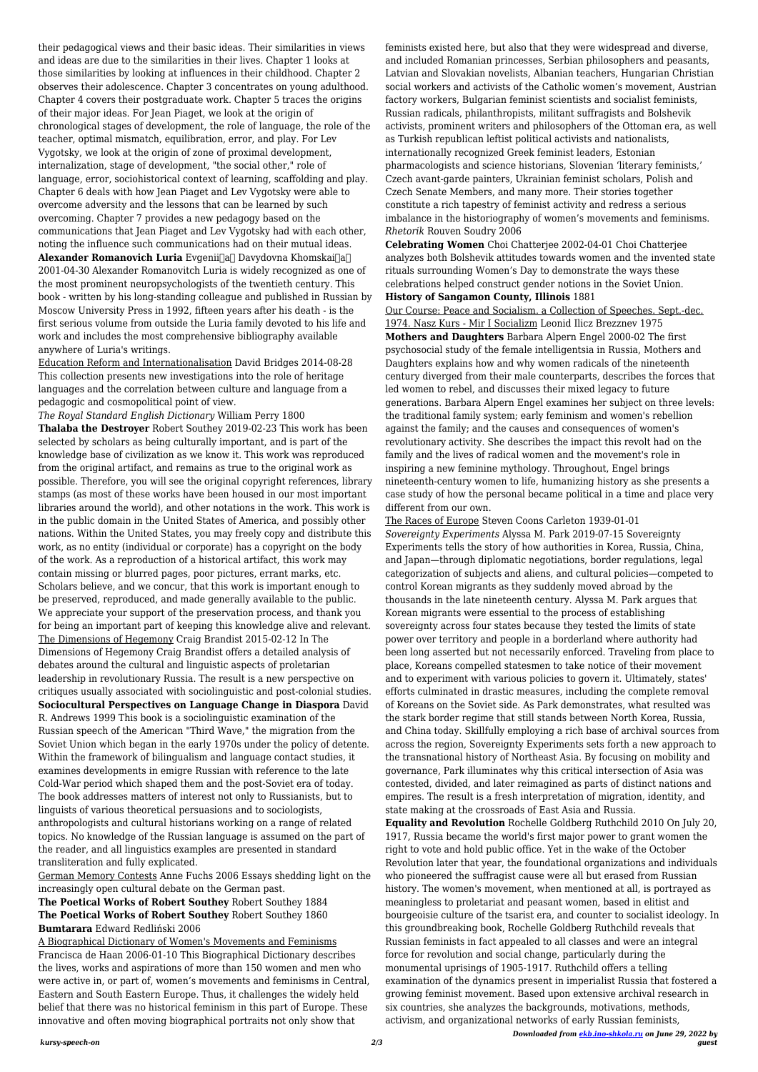their pedagogical views and their basic ideas. Their similarities in views and ideas are due to the similarities in their lives. Chapter 1 looks at those similarities by looking at influences in their childhood. Chapter 2 observes their adolescence. Chapter 3 concentrates on young adulthood. Chapter 4 covers their postgraduate work. Chapter 5 traces the origins of their major ideas. For Jean Piaget, we look at the origin of chronological stages of development, the role of language, the role of the teacher, optimal mismatch, equilibration, error, and play. For Lev Vygotsky, we look at the origin of zone of proximal development, internalization, stage of development, "the social other," role of language, error, sociohistorical context of learning, scaffolding and play. Chapter 6 deals with how Jean Piaget and Lev Vygotsky were able to overcome adversity and the lessons that can be learned by such overcoming. Chapter 7 provides a new pedagogy based on the communications that Jean Piaget and Lev Vygotsky had with each other, noting the influence such communications had on their mutual ideas.

**Alexander Romanovich Luria** Evgenii͡a͡ Davydovna Khomskai͡a͡ 2001-04-30 Alexander Romanovitch Luria is widely recognized as one of the most prominent neuropsychologists of the twentieth century. This book - written by his long-standing colleague and published in Russian by Moscow University Press in 1992, fifteen years after his death - is the first serious volume from outside the Luria family devoted to his life and work and includes the most comprehensive bibliography available anywhere of Luria's writings.

Education Reform and Internationalisation David Bridges 2014-08-28 This collection presents new investigations into the role of heritage languages and the correlation between culture and language from a pedagogic and cosmopolitical point of view.

*The Royal Standard English Dictionary* William Perry 1800

**Thalaba the Destroyer** Robert Southey 2019-02-23 This work has been selected by scholars as being culturally important, and is part of the knowledge base of civilization as we know it. This work was reproduced from the original artifact, and remains as true to the original work as possible. Therefore, you will see the original copyright references, library stamps (as most of these works have been housed in our most important libraries around the world), and other notations in the work. This work is in the public domain in the United States of America, and possibly other nations. Within the United States, you may freely copy and distribute this work, as no entity (individual or corporate) has a copyright on the body of the work. As a reproduction of a historical artifact, this work may contain missing or blurred pages, poor pictures, errant marks, etc. Scholars believe, and we concur, that this work is important enough to be preserved, reproduced, and made generally available to the public. We appreciate your support of the preservation process, and thank you for being an important part of keeping this knowledge alive and relevant.

The Dimensions of Hegemony Craig Brandist 2015-02-12 In The Dimensions of Hegemony Craig Brandist offers a detailed analysis of debates around the cultural and linguistic aspects of proletarian leadership in revolutionary Russia. The result is a new perspective on critiques usually associated with sociolinguistic and post-colonial studies.

**Sociocultural Perspectives on Language Change in Diaspora** David R. Andrews 1999 This book is a sociolinguistic examination of the Russian speech of the American "Third Wave," the migration from the Soviet Union which began in the early 1970s under the policy of detente. Within the framework of bilingualism and language contact studies, it examines developments in emigre Russian with reference to the late Cold-War period which shaped them and the post-Soviet era of today. The book addresses matters of interest not only to Russianists, but to linguists of various theoretical persuasions and to sociologists, anthropologists and cultural historians working on a range of related topics. No knowledge of the Russian language is assumed on the part of the reader, and all linguistics examples are presented in standard transliteration and fully explicated.

German Memory Contests Anne Fuchs 2006 Essays shedding light on the increasingly open cultural debate on the German past.

**The Poetical Works of Robert Southey** Robert Southey 1884

**The Poetical Works of Robert Southey** Robert Southey 1860

**Bumtarara** Edward Redliński 2006

A Biographical Dictionary of Women's Movements and Feminisms Francisca de Haan 2006-01-10 This Biographical Dictionary describes the lives, works and aspirations of more than 150 women and men who were active in, or part of, women's movements and feminisms in Central, Eastern and South Eastern Europe. Thus, it challenges the widely held belief that there was no historical feminism in this part of Europe. These innovative and often moving biographical portraits not only show that feminists existed here, but also that they were widespread and diverse, and included Romanian princesses, Serbian philosophers and peasants, Latvian and Slovakian novelists, Albanian teachers, Hungarian Christian social workers and activists of the Catholic women's movement, Austrian factory workers, Bulgarian feminist scientists and socialist feminists, Russian radicals, philanthropists, militant suffragists and Bolshevik activists, prominent writers and philosophers of the Ottoman era, as well as Turkish republican leftist political activists and nationalists, internationally recognized Greek feminist leaders, Estonian pharmacologists and science historians, Slovenian 'literary feminists,' Czech avant-garde painters, Ukrainian feminist scholars, Polish and Czech Senate Members, and many more. Their stories together constitute a rich tapestry of feminist activity and redress a serious imbalance in the historiography of women's movements and feminisms.

*Rhetorik* Rouven Soudry 2006

**Celebrating Women** Choi Chatterjee 2002-04-01 Choi Chatterjee analyzes both Bolshevik attitudes towards women and the invented state rituals surrounding Women's Day to demonstrate the ways these celebrations helped construct gender notions in the Soviet Union.

**History of Sangamon County, Illinois** 1881

Our Course: Peace and Socialism. a Collection of Speeches. Sept.-dec. 1974. Nasz Kurs - Mir I Socializm Leonid Ilicz Brezznev 1975

**Mothers and Daughters** Barbara Alpern Engel 2000-02 The first psychosocial study of the female intelligentsia in Russia, Mothers and Daughters explains how and why women radicals of the nineteenth century diverged from their male counterparts, describes the forces that led women to rebel, and discusses their mixed legacy to future generations. Barbara Alpern Engel examines her subject on three levels: the traditional family system; early feminism and women's rebellion against the family; and the causes and consequences of women's revolutionary activity. She describes the impact this revolt had on the family and the lives of radical women and the movement's role in inspiring a new feminine mythology. Throughout, Engel brings nineteenth-century women to life, humanizing history as she presents a case study of how the personal became political in a time and place very different from our own.

The Races of Europe Steven Coons Carleton 1939-01-01

*Sovereignty Experiments* Alyssa M. Park 2019-07-15 Sovereignty Experiments tells the story of how authorities in Korea, Russia, China, and Japan—through diplomatic negotiations, border regulations, legal categorization of subjects and aliens, and cultural policies—competed to control Korean migrants as they suddenly moved abroad by the thousands in the late nineteenth century. Alyssa M. Park argues that Korean migrants were essential to the process of establishing sovereignty across four states because they tested the limits of state power over territory and people in a borderland where authority had been long asserted but not necessarily enforced. Traveling from place to place, Koreans compelled statesmen to take notice of their movement and to experiment with various policies to govern it. Ultimately, states' efforts culminated in drastic measures, including the complete removal of Koreans on the Soviet side. As Park demonstrates, what resulted was the stark border regime that still stands between North Korea, Russia, and China today. Skillfully employing a rich base of archival sources from across the region, Sovereignty Experiments sets forth a new approach to the transnational history of Northeast Asia. By focusing on mobility and governance, Park illuminates why this critical intersection of Asia was contested, divided, and later reimagined as parts of distinct nations and empires. The result is a fresh interpretation of migration, identity, and state making at the crossroads of East Asia and Russia.

**Equality and Revolution** Rochelle Goldberg Ruthchild 2010 On July 20, 1917, Russia became the world's first major power to grant women the right to vote and hold public office. Yet in the wake of the October Revolution later that year, the foundational organizations and individuals who pioneered the suffragist cause were all but erased from Russian history. The women's movement, when mentioned at all, is portrayed as meaningless to proletariat and peasant women, based in elitist and bourgeoisie culture of the tsarist era, and counter to socialist ideology. In this groundbreaking book, Rochelle Goldberg Ruthchild reveals that Russian feminists in fact appealed to all classes and were an integral force for revolution and social change, particularly during the monumental uprisings of 1905-1917. Ruthchild offers a telling examination of the dynamics present in imperialist Russia that fostered a growing feminist movement. Based upon extensive archival research in six countries, she analyzes the backgrounds, motivations, methods, activism, and organizational networks of early Russian feminists,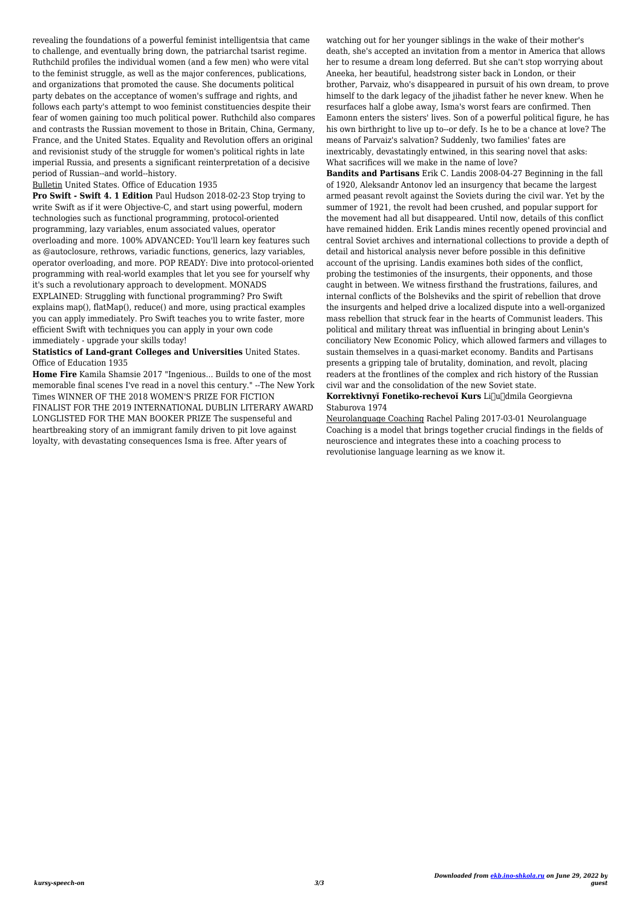revealing the foundations of a powerful feminist intelligentsia that came to challenge, and eventually bring down, the patriarchal tsarist regime. Ruthchild profiles the individual women (and a few men) who were vital to the feminist struggle, as well as the major conferences, publications, and organizations that promoted the cause. She documents political party debates on the acceptance of women's suffrage and rights, and follows each party's attempt to woo feminist constituencies despite their fear of women gaining too much political power. Ruthchild also compares and contrasts the Russian movement to those in Britain, China, Germany, France, and the United States. Equality and Revolution offers an original and revisionist study of the struggle for women's political rights in late imperial Russia, and presents a significant reinterpretation of a decisive period of Russian--and world--history.

Bulletin United States. Office of Education 1935

**Pro Swift - Swift 4. 1 Edition** Paul Hudson 2018-02-23 Stop trying to write Swift as if it were Objective-C, and start using powerful, modern technologies such as functional programming, protocol-oriented programming, lazy variables, enum associated values, operator overloading and more. 100% ADVANCED: You'll learn key features such as @autoclosure, rethrows, variadic functions, generics, lazy variables, operator overloading, and more. POP READY: Dive into protocol-oriented programming with real-world examples that let you see for yourself why it's such a revolutionary approach to development. MONADS EXPLAINED: Struggling with functional programming? Pro Swift explains map(), flatMap(), reduce() and more, using practical examples you can apply immediately. Pro Swift teaches you to write faster, more efficient Swift with techniques you can apply in your own code immediately - upgrade your skills today!

**Statistics of Land-grant Colleges and Universities** United States. Office of Education 1935

**Home Fire** Kamila Shamsie 2017 "Ingenious... Builds to one of the most memorable final scenes I've read in a novel this century." --The New York Times WINNER OF THE 2018 WOMEN'S PRIZE FOR FICTION FINALIST FOR THE 2019 INTERNATIONAL DUBLIN LITERARY AWARD LONGLISTED FOR THE MAN BOOKER PRIZE The suspenseful and heartbreaking story of an immigrant family driven to pit love against loyalty, with devastating consequences Isma is free. After years of watching out for her younger siblings in the wake of their mother's death, she's accepted an invitation from a mentor in America that allows her to resume a dream long deferred. But she can't stop worrying about Aneeka, her beautiful, headstrong sister back in London, or their brother, Parvaiz, who's disappeared in pursuit of his own dream, to prove himself to the dark legacy of the jihadist father he never knew. When he resurfaces half a globe away, Isma's worst fears are confirmed. Then Eamonn enters the sisters' lives. Son of a powerful political figure, he has his own birthright to live up to--or defy. Is he to be a chance at love? The means of Parvaiz's salvation? Suddenly, two families' fates are inextricably, devastatingly entwined, in this searing novel that asks: What sacrifices will we make in the name of love?

**Bandits and Partisans** Erik C. Landis 2008-04-27 Beginning in the fall of 1920, Aleksandr Antonov led an insurgency that became the largest armed peasant revolt against the Soviets during the civil war. Yet by the summer of 1921, the revolt had been crushed, and popular support for the movement had all but disappeared. Until now, details of this conflict have remained hidden. Erik Landis mines recently opened provincial and central Soviet archives and international collections to provide a depth of detail and historical analysis never before possible in this definitive account of the uprising. Landis examines both sides of the conflict, probing the testimonies of the insurgents, their opponents, and those caught in between. We witness firsthand the frustrations, failures, and internal conflicts of the Bolsheviks and the spirit of rebellion that drove the insurgents and helped drive a localized dispute into a well-organized mass rebellion that struck fear in the hearts of Communist leaders. This political and military threat was influential in bringing about Lenin's conciliatory New Economic Policy, which allowed farmers and villages to sustain themselves in a quasi-market economy. Bandits and Partisans presents a gripping tale of brutality, domination, and revolt, placing readers at the frontlines of the complex and rich history of the Russian civil war and the consolidation of the new Soviet state.

**Korrektivnyĭ Fonetiko-rechevoĭ Kurs** Li͡udmila Georgievna Staburova 1974

Neurolanguage Coaching Rachel Paling 2017-03-01 Neurolanguage Coaching is a model that brings together crucial findings in the fields of neuroscience and integrates these into a coaching process to revolutionise language learning as we know it.